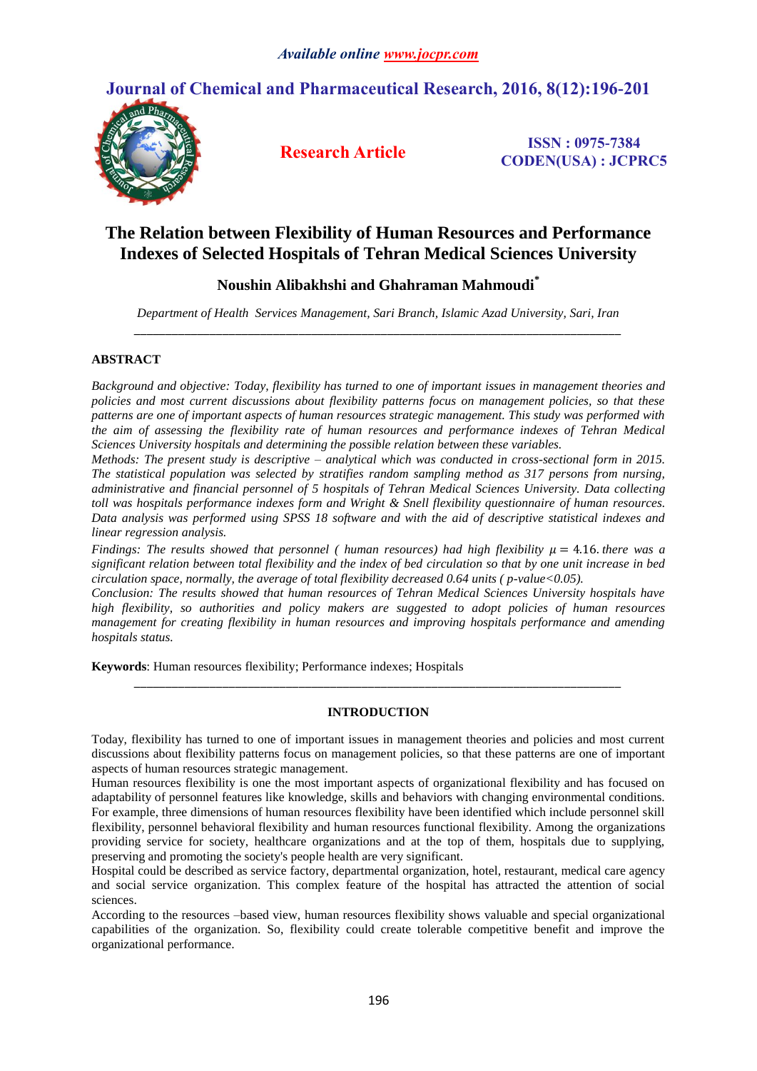*Available online www.jocpr.com*

# Journal of Chemical and Pharmaceutical Research, 2016, 8(12):196-201

**Research Article**

**ISSN : 0975-7384**
**CODEN(USA) : JCPRC5**

# The Relation between Flexibility of Human Resources and Performance Indexes of Selected Hospitals of Tehran Medical Sciences University

**Noushin Alibakhshi and Ghahraman Mahmoudi[*]**

*Department of Health Services Management, Sari Branch, Islamic Azad University, Sari, Iran*

---

## ABSTRACT

*Background and objective: Today, flexibility has turned to one of important issues in management theories and policies and most current discussions about flexibility patterns focus on management policies, so that these patterns are one of important aspects of human resources strategic management. This study was performed with the aim of assessing the flexibility rate of human resources and performance indexes of Tehran Medical Sciences University hospitals and determining the possible relation between these variables.*

*Methods: The present study is descriptive – analytical which was conducted in cross-sectional form in 2015. The statistical population was selected by stratifies random sampling method as 317 persons from nursing, administrative and financial personnel of 5 hospitals of Tehran Medical Sciences University. Data collecting toll was hospitals performance indexes form and Wright & Snell flexibility questionnaire of human resources. Data analysis was performed using SPSS 18 software and with the aid of descriptive statistical indexes and linear regression analysis.*

*Findings: The results showed that personnel ( human resources) had high flexibility $\mu = 4.16$. there was a significant relation between total flexibility and the index of bed circulation so that by one unit increase in bed circulation space, normally, the average of total flexibility decreased 0.64 units ( p-value<0.05).*

*Conclusion: The results showed that human resources of Tehran Medical Sciences University hospitals have high flexibility, so authorities and policy makers are suggested to adopt policies of human resources management for creating flexibility in human resources and improving hospitals performance and amending hospitals status.*

**Keywords**: Human resources flexibility; Performance indexes; Hospitals

---

## INTRODUCTION

Today, flexibility has turned to one of important issues in management theories and policies and most current discussions about flexibility patterns focus on management policies, so that these patterns are one of important aspects of human resources strategic management.

Human resources flexibility is one the most important aspects of organizational flexibility and has focused on adaptability of personnel features like knowledge, skills and behaviors with changing environmental conditions. For example, three dimensions of human resources flexibility have been identified which include personnel skill flexibility, personnel behavioral flexibility and human resources functional flexibility. Among the organizations providing service for society, healthcare organizations and at the top of them, hospitals due to supplying, preserving and promoting the society's people health are very significant.

Hospital could be described as service factory, departmental organization, hotel, restaurant, medical care agency and social service organization. This complex feature of the hospital has attracted the attention of social sciences.

According to the resources –based view, human resources flexibility shows valuable and special organizational capabilities of the organization. So, flexibility could create tolerable competitive benefit and improve the organizational performance.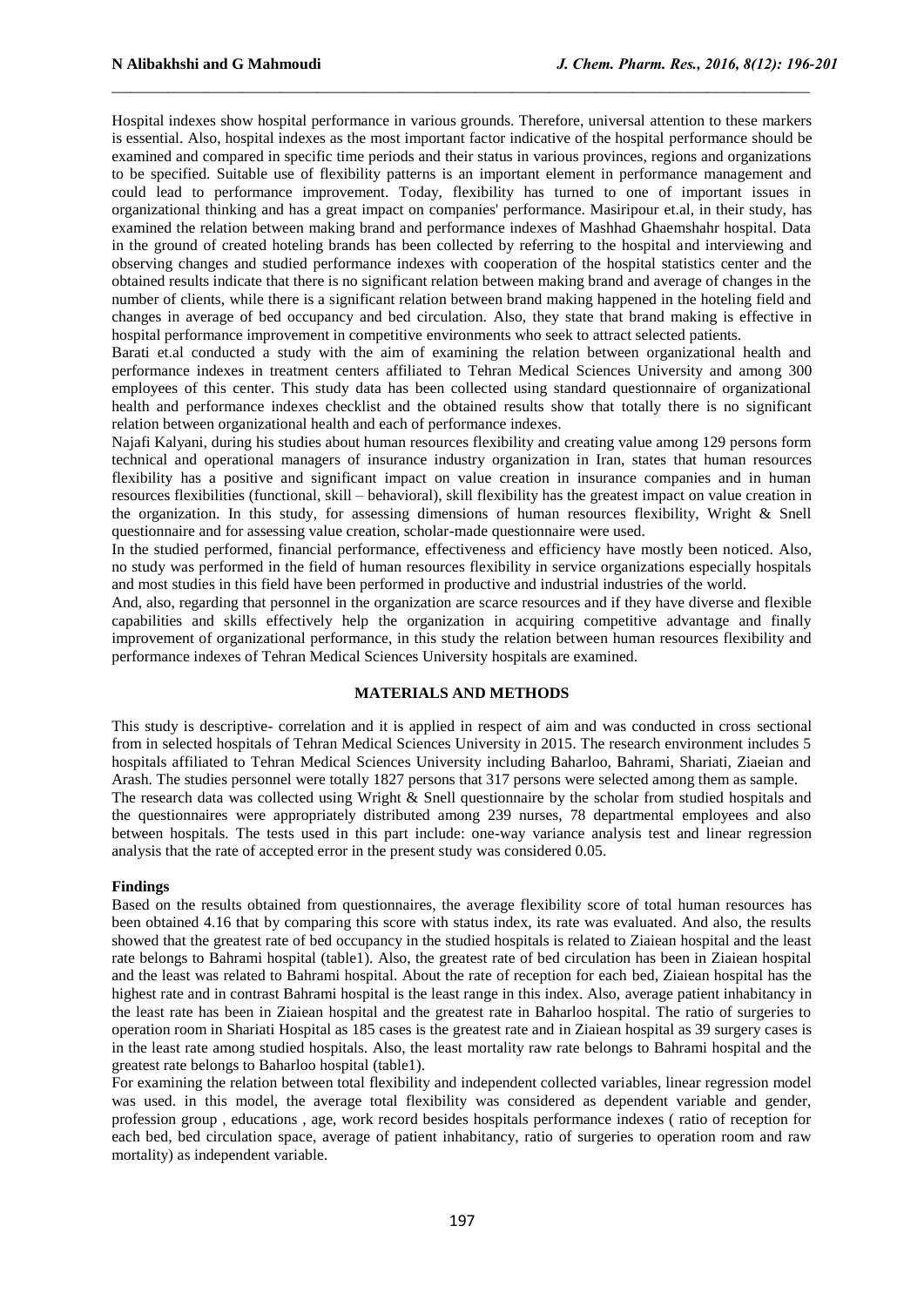Hospital indexes show hospital performance in various grounds. Therefore, universal attention to these markers is essential. Also, hospital indexes as the most important factor indicative of the hospital performance should be examined and compared in specific time periods and their status in various provinces, regions and organizations to be specified. Suitable use of flexibility patterns is an important element in performance management and could lead to performance improvement. Today, flexibility has turned to one of important issues in organizational thinking and has a great impact on companies' performance. Masiripour et.al, in their study, has examined the relation between making brand and performance indexes of Mashhad Ghaemshahr hospital. Data in the ground of created hoteling brands has been collected by referring to the hospital and interviewing and observing changes and studied performance indexes with cooperation of the hospital statistics center and the obtained results indicate that there is no significant relation between making brand and average of changes in the number of clients, while there is a significant relation between brand making happened in the hoteling field and changes in average of bed occupancy and bed circulation. Also, they state that brand making is effective in hospital performance improvement in competitive environments who seek to attract selected patients.

Barati et.al conducted a study with the aim of examining the relation between organizational health and performance indexes in treatment centers affiliated to Tehran Medical Sciences University and among 300 employees of this center. This study data has been collected using standard questionnaire of organizational health and performance indexes checklist and the obtained results show that totally there is no significant relation between organizational health and each of performance indexes.

Najafi Kalyani, during his studies about human resources flexibility and creating value among 129 persons form technical and operational managers of insurance industry organization in Iran, states that human resources flexibility has a positive and significant impact on value creation in insurance companies and in human resources flexibilities (functional, skill – behavioral), skill flexibility has the greatest impact on value creation in the organization. In this study, for assessing dimensions of human resources flexibility, Wright & Snell questionnaire and for assessing value creation, scholar-made questionnaire were used.

In the studied performed, financial performance, effectiveness and efficiency have mostly been noticed. Also, no study was performed in the field of human resources flexibility in service organizations especially hospitals and most studies in this field have been performed in productive and industrial industries of the world.

And, also, regarding that personnel in the organization are scarce resources and if they have diverse and flexible capabilities and skills effectively help the organization in acquiring competitive advantage and finally improvement of organizational performance, in this study the relation between human resources flexibility and performance indexes of Tehran Medical Sciences University hospitals are examined.

## MATERIALS AND METHODS

This study is descriptive- correlation and it is applied in respect of aim and was conducted in cross sectional from in selected hospitals of Tehran Medical Sciences University in 2015. The research environment includes 5 hospitals affiliated to Tehran Medical Sciences University including Baharloo, Bahrami, Shariati, Ziaeian and Arash. The studies personnel were totally 1827 persons that 317 persons were selected among them as sample.

The research data was collected using Wright & Snell questionnaire by the scholar from studied hospitals and the questionnaires were appropriately distributed among 239 nurses, 78 departmental employees and also between hospitals. The tests used in this part include: one-way variance analysis test and linear regression analysis that the rate of accepted error in the present study was considered 0.05.

### Findings

Based on the results obtained from questionnaires, the average flexibility score of total human resources has been obtained 4.16 that by comparing this score with status index, its rate was evaluated. And also, the results showed that the greatest rate of bed occupancy in the studied hospitals is related to Ziaieean hospital and the least rate belongs to Bahrami hospital (table1). Also, the greatest rate of bed circulation has been in Ziaiean hospital and the least was related to Bahrami hospital. About the rate of reception for each bed, Ziaiean hospital has the highest rate and in contrast Bahrami hospital is the least range in this index. Also, average patient inhabitancy in the least rate has been in Ziaiean hospital and the greatest rate in Baharloo hospital. The ratio of surgeries to operation room in Shariati Hospital as 185 cases is the greatest rate and in Ziaiean hospital as 39 surgery cases is in the least rate among studied hospitals. Also, the least mortality raw rate belongs to Bahrami hospital and the greatest rate belongs to Baharloo hospital (table1).

For examining the relation between total flexibility and independent collected variables, linear regression model was used. in this model, the average total flexibility was considered as dependent variable and gender, profession group , educations , age, work record besides hospitals performance indexes ( ratio of reception for each bed, bed circulation space, average of patient inhabitancy, ratio of surgeries to operation room and raw mortality) as independent variable.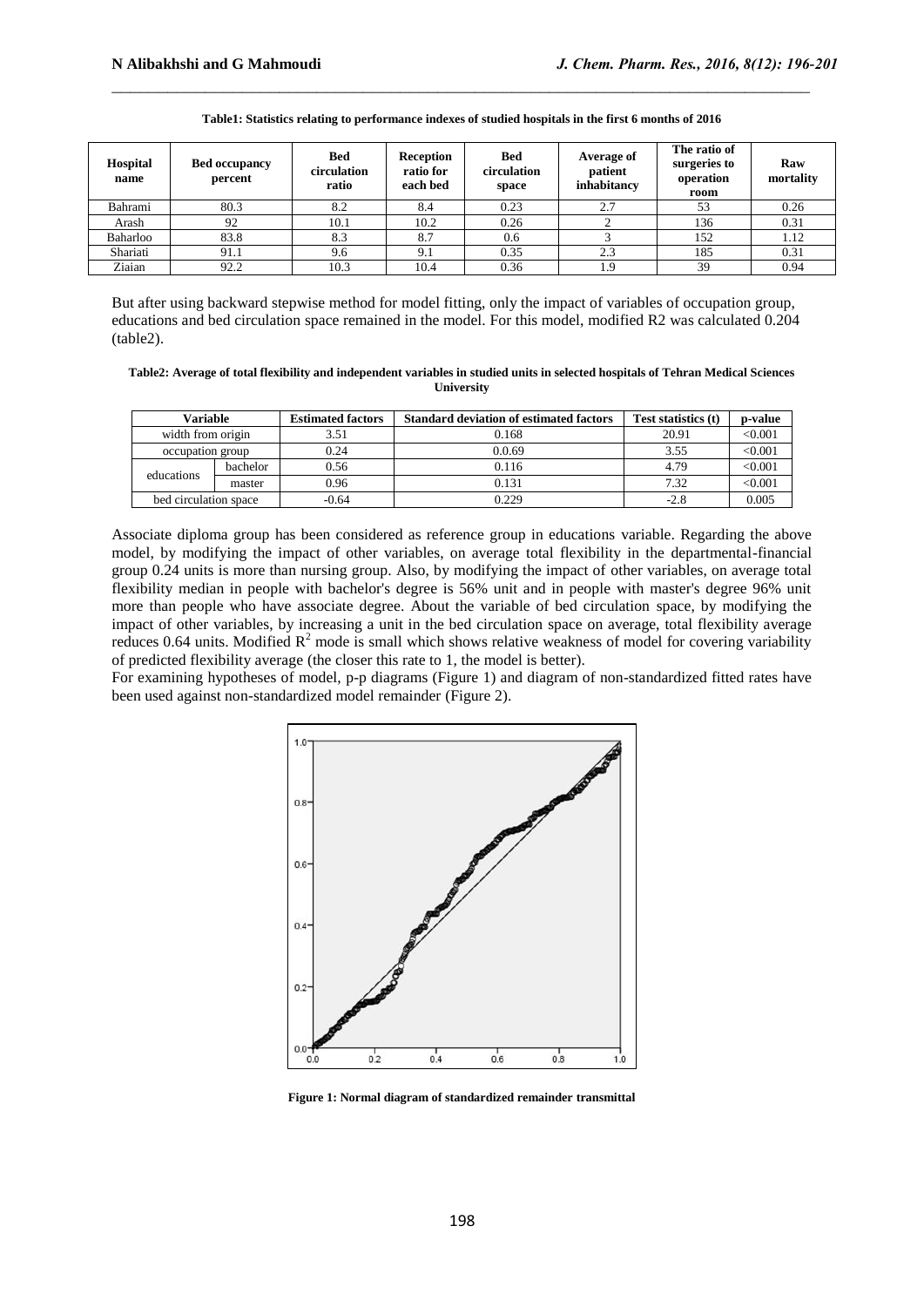**Table1: Statistics relating to performance indexes of studied hospitals in the first 6 months of 2016**

| Hospital name | Bed occupancy percent | Bed circulation ratio | Reception ratio for each bed | Bed circulation space | Average of patient inhabitancy | The ratio of surgeries to operation room | Raw mortality |
|---|---|---|---|---|---|---|---|
| Bahrami | 80.3 | 8.2 | 8.4 | 0.23 | 2.7 | 53 | 0.26 |
| Arash | 92 | 10.1 | 10.2 | 0.26 | 2 | 136 | 0.31 |
| Baharloo | 83.8 | 8.3 | 8.7 | 0.6 | 3 | 152 | 1.12 |
| Shariati | 91.1 | 9.6 | 9.1 | 0.35 | 2.3 | 185 | 0.31 |
| Ziaian | 92.2 | 10.3 | 10.4 | 0.36 | 1.9 | 39 | 0.94 |

But after using backward stepwise method for model fitting, only the impact of variables of occupation group, educations and bed circulation space remained in the model. For this model, modified R2 was calculated 0.204 (table2).

**Table2: Average of total flexibility and independent variables in studied units in selected hospitals of Tehran Medical Sciences University**

| Variable | | Estimated factors | Standard deviation of estimated factors | Test statistics (t) | p-value |
|---|---|---|---|---|---|
| width from origin | | 3.51 | 0.168 | 20.91 | <0.001 |
| occupation group | | 0.24 | 0.0.69 | 3.55 | <0.001 |
| educations | bachelor | 0.56 | 0.116 | 4.79 | <0.001 |
| | master | 0.96 | 0.131 | 7.32 | <0.001 |
| bed circulation space | | -0.64 | 0.229 | -2.8 | 0.005 |

Associate diploma group has been considered as reference group in educations variable. Regarding the above model, by modifying the impact of other variables, on average total flexibility in the departmental-financial group 0.24 units is more than nursing group. Also, by modifying the impact of other variables, on average total flexibility median in people with bachelor's degree is 56% unit and in people with master's degree 96% unit more than people who have associate degree. About the variable of bed circulation space, by modifying the impact of other variables, by increasing a unit in the bed circulation space on average, total flexibility average reduces 0.64 units. Modified $R^2$ mode is small which shows relative weakness of model for covering variability of predicted flexibility average (the closer this rate to 1, the model is better).

For examining hypotheses of model, p-p diagrams (Figure 1) and diagram of non-standardized fitted rates have been used against non-standardized model remainder (Figure 2).

**Figure 1: Normal diagram of standardized remainder transmittal**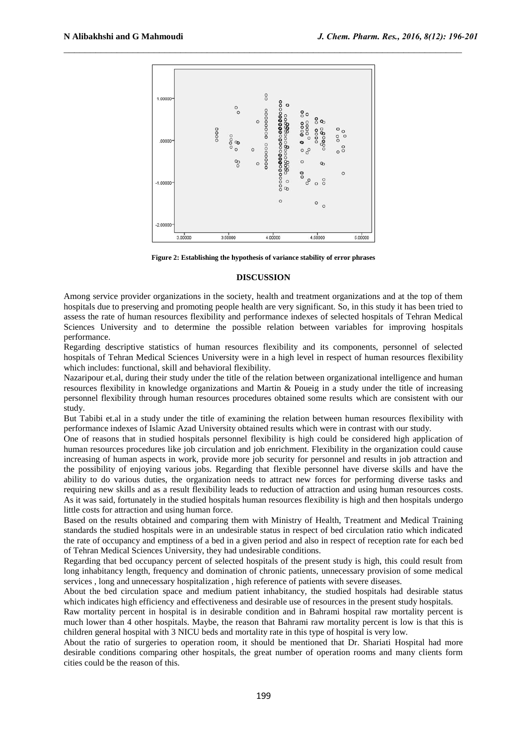Figure 2: Establishing the hypothesis of variance stability of error phrases

## DISCUSSION

Among service provider organizations in the society, health and treatment organizations and at the top of them hospitals due to preserving and promoting people health are very significant. So, in this study it has been tried to assess the rate of human resources flexibility and performance indexes of selected hospitals of Tehran Medical Sciences University and to determine the possible relation between variables for improving hospitals performance.

Regarding descriptive statistics of human resources flexibility and its components, personnel of selected hospitals of Tehran Medical Sciences University were in a high level in respect of human resources flexibility which includes: functional, skill and behavioral flexibility.

Nazaripour et.al, during their study under the title of the relation between organizational intelligence and human resources flexibility in knowledge organizations and Martin & Poueig in a study under the title of increasing personnel flexibility through human resources procedures obtained some results which are consistent with our study.

But Tabibi et.al in a study under the title of examining the relation between human resources flexibility with performance indexes of Islamic Azad University obtained results which were in contrast with our study.

One of reasons that in studied hospitals personnel flexibility is high could be considered high application of human resources procedures like job circulation and job enrichment. Flexibility in the organization could cause increasing of human aspects in work, provide more job security for personnel and results in job attraction and the possibility of enjoying various jobs. Regarding that flexible personnel have diverse skills and have the ability to do various duties, the organization needs to attract new forces for performing diverse tasks and requiring new skills and as a result flexibility leads to reduction of attraction and using human resources costs. As it was said, fortunately in the studied hospitals human resources flexibility is high and then hospitals undergo little costs for attraction and using human force.

Based on the results obtained and comparing them with Ministry of Health, Treatment and Medical Training standards the studied hospitals were in an undesirable status in respect of bed circulation ratio which indicated the rate of occupancy and emptiness of a bed in a given period and also in respect of reception rate for each bed of Tehran Medical Sciences University, they had undesirable conditions.

Regarding that bed occupancy percent of selected hospitals of the present study is high, this could result from long inhabitancy length, frequency and domination of chronic patients, unnecessary provision of some medical services , long and unnecessary hospitalization , high reference of patients with severe diseases.

About the bed circulation space and medium patient inhabitancy, the studied hospitals had desirable status which indicates high efficiency and effectiveness and desirable use of resources in the present study hospitals.

Raw mortality percent in hospital is in desirable condition and in Bahrami hospital raw mortality percent is much lower than 4 other hospitals. Maybe, the reason that Bahrami raw mortality percent is low is that this is children general hospital with 3 NICU beds and mortality rate in this type of hospital is very low.

About the ratio of surgeries to operation room, it should be mentioned that Dr. Shariati Hospital had more desirable conditions comparing other hospitals, the great number of operation rooms and many clients form cities could be the reason of this.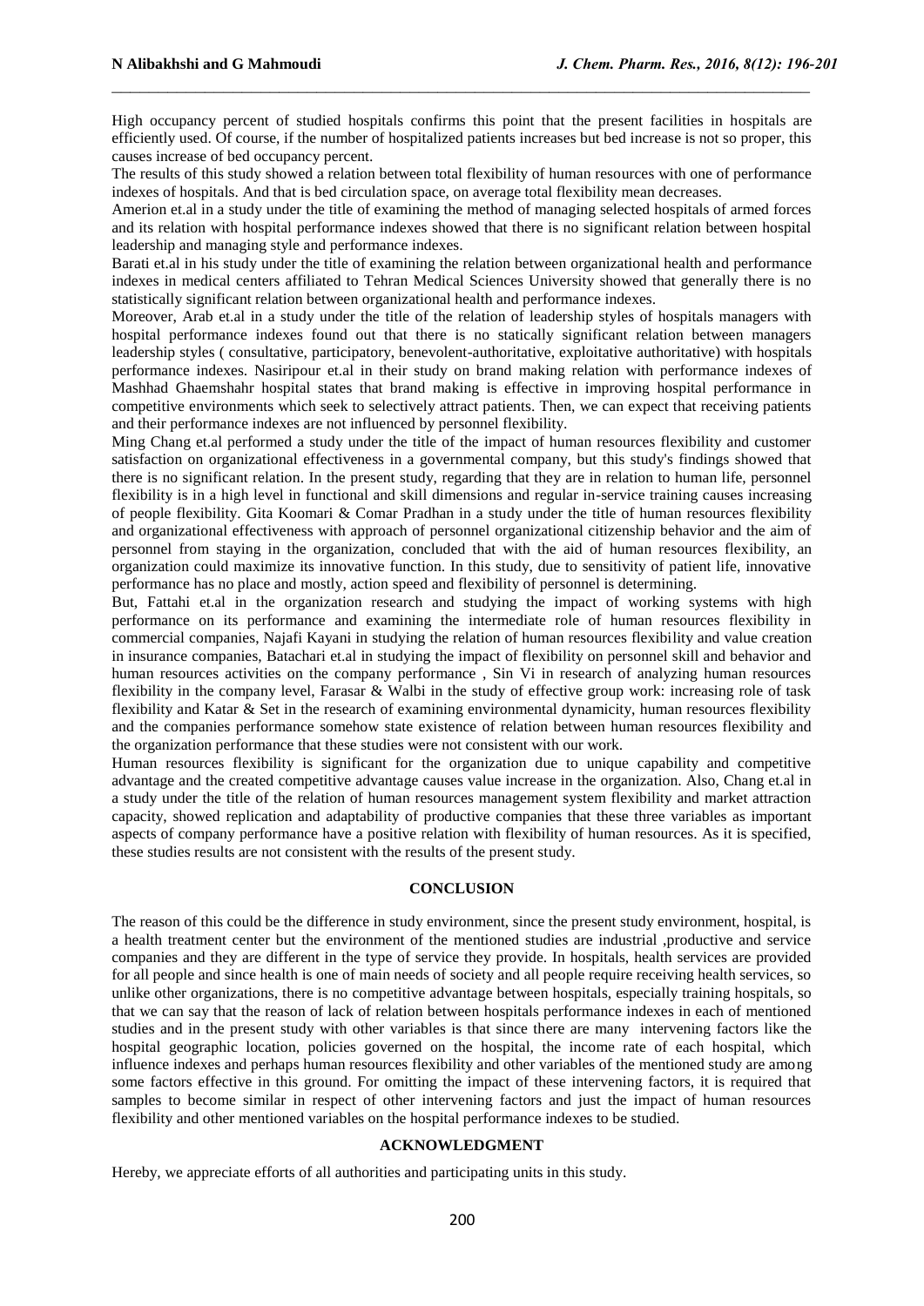High occupancy percent of studied hospitals confirms this point that the present facilities in hospitals are efficiently used. Of course, if the number of hospitalized patients increases but bed increase is not so proper, this causes increase of bed occupancy percent.

The results of this study showed a relation between total flexibility of human resources with one of performance indexes of hospitals. And that is bed circulation space, on average total flexibility mean decreases.

Amerion et.al in a study under the title of examining the method of managing selected hospitals of armed forces and its relation with hospital performance indexes showed that there is no significant relation between hospital leadership and managing style and performance indexes.

Barati et.al in his study under the title of examining the relation between organizational health and performance indexes in medical centers affiliated to Tehran Medical Sciences University showed that generally there is no statistically significant relation between organizational health and performance indexes.

Moreover, Arab et.al in a study under the title of the relation of leadership styles of hospitals managers with hospital performance indexes found out that there is no statically significant relation between managers leadership styles ( consultative, participatory, benevolent-authoritative, exploitative authoritative) with hospitals performance indexes. Nasiripour et.al in their study on brand making relation with performance indexes of Mashhad Ghaemshahr hospital states that brand making is effective in improving hospital performance in competitive environments which seek to selectively attract patients. Then, we can expect that receiving patients and their performance indexes are not influenced by personnel flexibility.

Ming Chang et.al performed a study under the title of the impact of human resources flexibility and customer satisfaction on organizational effectiveness in a governmental company, but this study's findings showed that there is no significant relation. In the present study, regarding that they are in relation to human life, personnel flexibility is in a high level in functional and skill dimensions and regular in-service training causes increasing of people flexibility. Gita Koomari & Comar Pradhan in a study under the title of human resources flexibility and organizational effectiveness with approach of personnel organizational citizenship behavior and the aim of personnel from staying in the organization, concluded that with the aid of human resources flexibility, an organization could maximize its innovative function. In this study, due to sensitivity of patient life, innovative performance has no place and mostly, action speed and flexibility of personnel is determining.

But, Fattahi et.al in the organization research and studying the impact of working systems with high performance on its performance and examining the intermediate role of human resources flexibility in commercial companies, Najafi Kayani in studying the relation of human resources flexibility and value creation in insurance companies, Batachari et.al in studying the impact of flexibility on personnel skill and behavior and human resources activities on the company performance , Sin Vi in research of analyzing human resources flexibility in the company level, Farasar & Walbi in the study of effective group work: increasing role of task flexibility and Katar & Set in the research of examining environmental dynamicity, human resources flexibility and the companies performance somehow state existence of relation between human resources flexibility and the organization performance that these studies were not consistent with our work.

Human resources flexibility is significant for the organization due to unique capability and competitive advantage and the created competitive advantage causes value increase in the organization. Also, Chang et.al in a study under the title of the relation of human resources management system flexibility and market attraction capacity, showed replication and adaptability of productive companies that these three variables as important aspects of company performance have a positive relation with flexibility of human resources. As it is specified, these studies results are not consistent with the results of the present study.

## CONCLUSION

The reason of this could be the difference in study environment, since the present study environment, hospital, is a health treatment center but the environment of the mentioned studies are industrial ,productive and service companies and they are different in the type of service they provide. In hospitals, health services are provided for all people and since health is one of main needs of society and all people require receiving health services, so unlike other organizations, there is no competitive advantage between hospitals, especially training hospitals, so that we can say that the reason of lack of relation between hospitals performance indexes in each of mentioned studies and in the present study with other variables is that since there are many intervening factors like the hospital geographic location, policies governed on the hospital, the income rate of each hospital, which influence indexes and perhaps human resources flexibility and other variables of the mentioned study are among some factors effective in this ground. For omitting the impact of these intervening factors, it is required that samples to become similar in respect of other intervening factors and just the impact of human resources flexibility and other mentioned variables on the hospital performance indexes to be studied.

## ACKNOWLEDGMENT

Hereby, we appreciate efforts of all authorities and participating units in this study.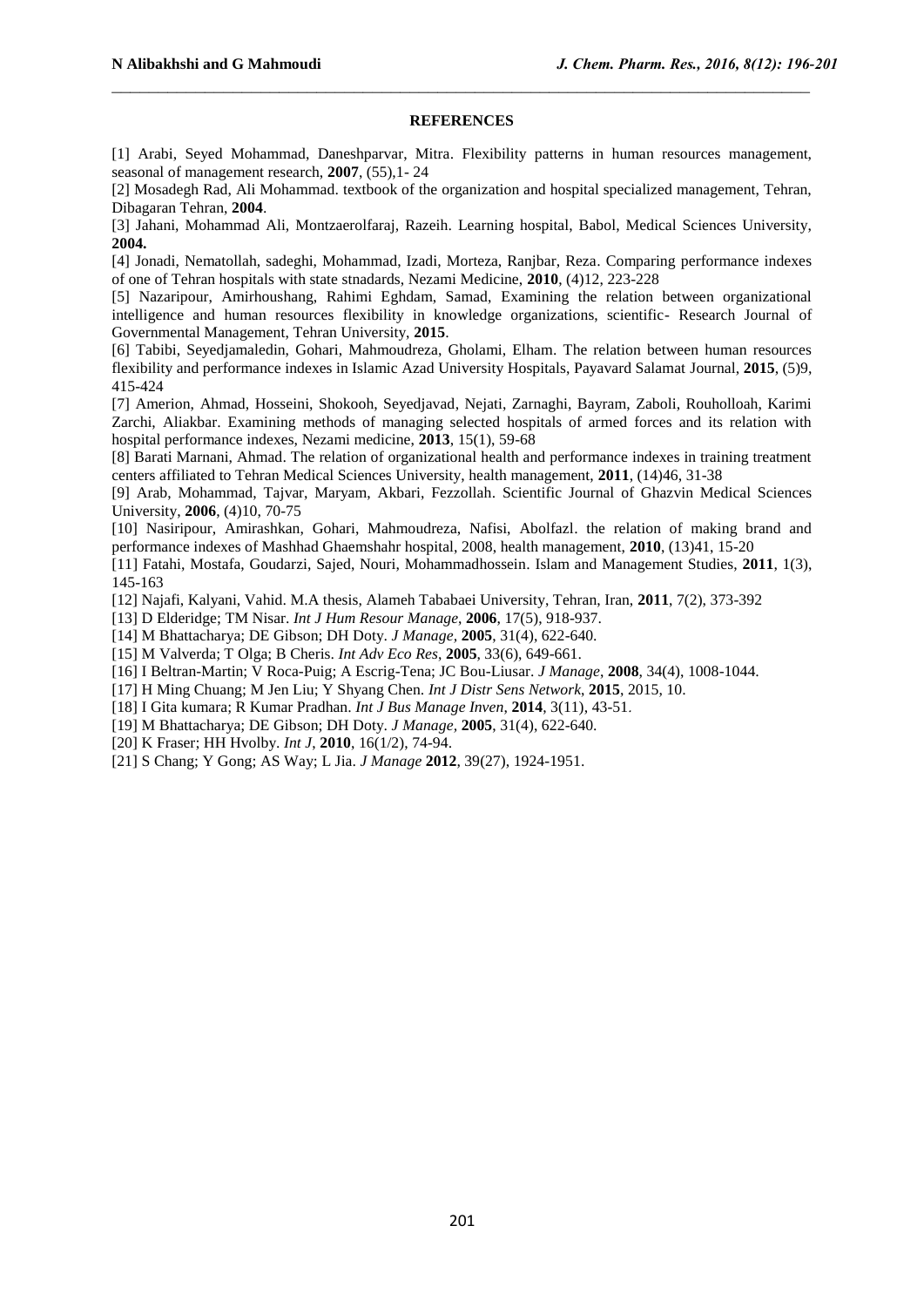## REFERENCES

[1] Arabi, Seyed Mohammad, Daneshparvar, Mitra. Flexibility patterns in human resources management, seasonal of management research, **2007**, (55),1- 24

[2] Mosadegh Rad, Ali Mohammad. textbook of the organization and hospital specialized management, Tehran, Dibagaran Tehran, **2004**.

[3] Jahani, Mohammad Ali, Montzaerolfaraj, Razeih. Learning hospital, Babol, Medical Sciences University, **2004.**

[4] Jonadi, Nematollah, sadeghi, Mohammad, Izadi, Morteza, Ranjbar, Reza. Comparing performance indexes of one of Tehran hospitals with state stnadards, Nezami Medicine, **2010**, (4)12, 223-228

[5] Nazaripour, Amirhoushang, Rahimi Eghdam, Samad, Examining the relation between organizational intelligence and human resources flexibility in knowledge organizations, scientific- Research Journal of Governmental Management, Tehran University, **2015**.

[6] Tabibi, Seyedjamaledin, Gohari, Mahmoudreza, Gholami, Elham. The relation between human resources flexibility and performance indexes in Islamic Azad University Hospitals, Payavard Salamat Journal, **2015**, (5)9, 415-424

[7] Amerion, Ahmad, Hosseini, Shokooh, Seyedjavad, Nejati, Zarnaghi, Bayram, Zaboli, Rouholloah, Karimi Zarchi, Aliakbar. Examining methods of managing selected hospitals of armed forces and its relation with hospital performance indexes, Nezami medicine, **2013**, 15(1), 59-68

[8] Barati Marnani, Ahmad. The relation of organizational health and performance indexes in training treatment centers affiliated to Tehran Medical Sciences University, health management, **2011**, (14)46, 31-38

[9] Arab, Mohammad, Tajvar, Maryam, Akbari, Fezzollah. Scientific Journal of Ghazvin Medical Sciences University, **2006**, (4)10, 70-75

[10] Nasiripour, Amirashkan, Gohari, Mahmoudreza, Nafisi, Abolfazl. the relation of making brand and performance indexes of Mashhad Ghaemshahr hospital, 2008, health management, **2010**, (13)41, 15-20

[11] Fatahi, Mostafa, Goudarzi, Sajed, Nouri, Mohammadhossein. Islam and Management Studies, **2011**, 1(3), 145-163

[12] Najafi, Kalyani, Vahid. M.A thesis, Alameh Tababaei University, Tehran, Iran, **2011**, 7(2), 373-392

[13] D Elderidge; TM Nisar. *Int J Hum Resour Manage*, **2006**, 17(5), 918-937.

[14] M Bhattacharya; DE Gibson; DH Doty. *J Manage*, **2005**, 31(4), 622-640.

[15] M Valverda; T Olga; B Cheris. *Int Adv Eco Res*, **2005**, 33(6), 649-661.

[16] I Beltran-Martin; V Roca-Puig; A Escrig-Tena; JC Bou-Liusar. *J Manage*, **2008**, 34(4), 1008-1044.

[17] H Ming Chuang; M Jen Liu; Y Shyang Chen. *Int J Distr Sens Network*, **2015**, 2015, 10.

[18] I Gita kumara; R Kumar Pradhan. *Int J Bus Manage Inven*, **2014**, 3(11), 43-51.

[19] M Bhattacharya; DE Gibson; DH Doty. *J Manage*, **2005**, 31(4), 622-640.

[20] K Fraser; HH Hvolby. *Int J*, **2010**, 16(1/2), 74-94.

[21] S Chang; Y Gong; AS Way; L Jia. *J Manage* **2012**, 39(27), 1924-1951.